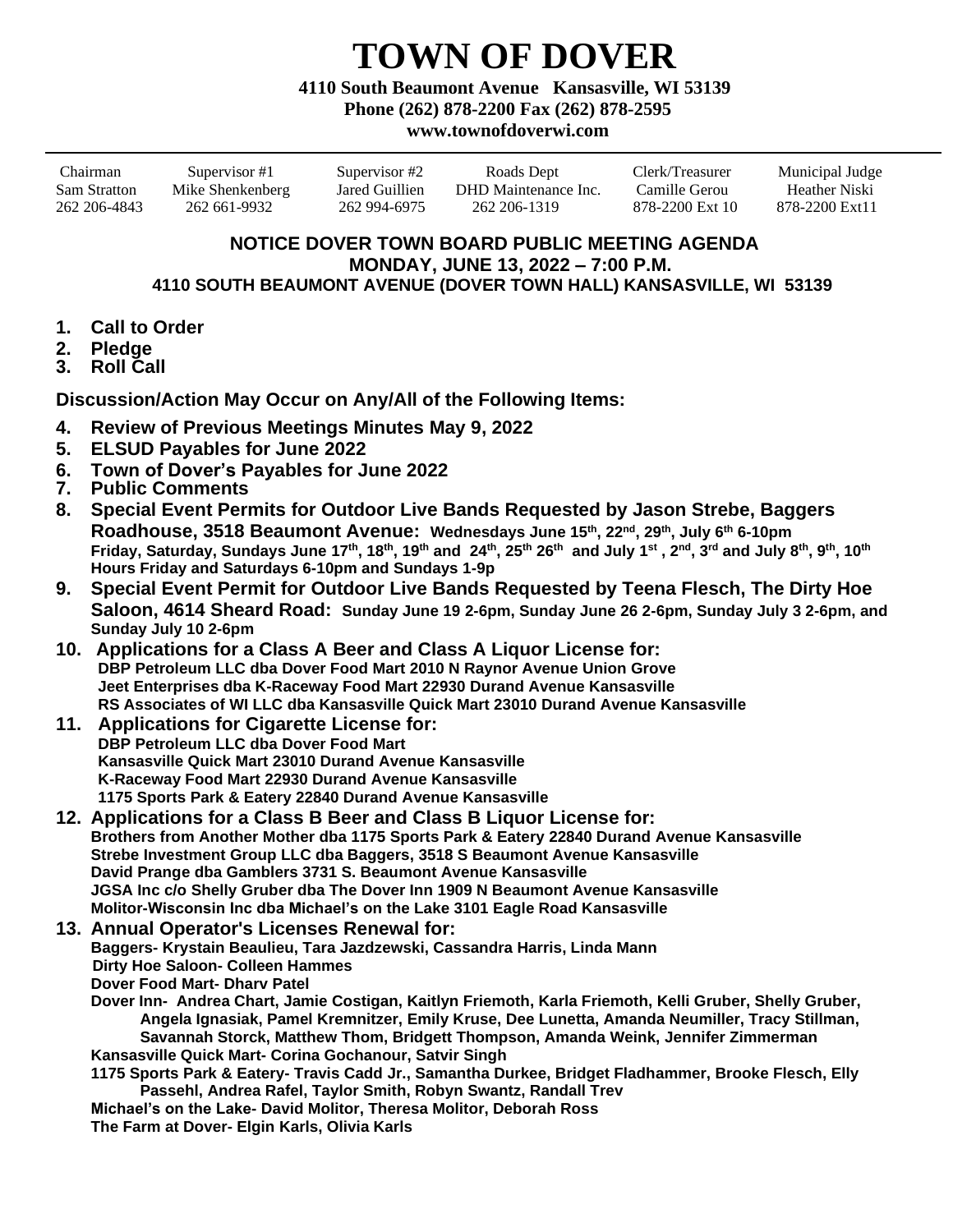# TOWN OF DOVER

**4110 South Beaumont Avenue Kansasville, WI 53139**
**Phone (262) 878-2200 Fax (262) 878-2595**
**www.townofdoverwi.com**

| Chairman | Supervisor #1 | Supervisor #2 | Roads Dept | Clerk/Treasurer | Municipal Judge |
|---|---|---|---|---|---|
| Sam Stratton | Mike Shenkenberg | Jared Guillien | DHD Maintenance Inc. | Camille Gerou | Heather Niski |
| 262 206-4843 | 262 661-9932 | 262 994-6975 | 262 206-1319 | 878-2200 Ext 10 | 878-2200 Ext11 |

**NOTICE DOVER TOWN BOARD PUBLIC MEETING AGENDA**
**MONDAY, JUNE 13, 2022 – 7:00 P.M.**
**4110 SOUTH BEAUMONT AVENUE (DOVER TOWN HALL) KANSASVILLE, WI 53139**

1. **Call to Order**
2. **Pledge**
3. **Roll Call**

**Discussion/Action May Occur on Any/All of the Following Items:**

4. **Review of Previous Meetings Minutes May 9, 2022**
5. **ELSUD Payables for June 2022**
6. **Town of Dover's Payables for June 2022**
7. **Public Comments**
8. **Special Event Permits for Outdoor Live Bands Requested by Jason Strebe, Baggers Roadhouse, 3518 Beaumont Avenue: Wednesdays June 15th, 22nd, 29th, July 6th 6-10pm Friday, Saturday, Sundays June 17th, 18th, 19th and 24th, 25th 26th and July 1st, 2nd, 3rd and July 8th, 9th, 10th Hours Friday and Saturdays 6-10pm and Sundays 1-9p**
9. **Special Event Permit for Outdoor Live Bands Requested by Teena Flesch, The Dirty Hoe Saloon, 4614 Sheard Road: Sunday June 19 2-6pm, Sunday June 26 2-6pm, Sunday July 3 2-6pm, and Sunday July 10 2-6pm**
10. **Applications for a Class A Beer and Class A Liquor License for:**
    **DBP Petroleum LLC dba Dover Food Mart 2010 N Raynor Avenue Union Grove**
    **Jeet Enterprises dba K-Raceway Food Mart 22930 Durand Avenue Kansasville**
    **RS Associates of WI LLC dba Kansasville Quick Mart 23010 Durand Avenue Kansasville**
11. **Applications for Cigarette License for:**
    **DBP Petroleum LLC dba Dover Food Mart**
    **Kansasville Quick Mart 23010 Durand Avenue Kansasville**
    **K-Raceway Food Mart 22930 Durand Avenue Kansasville**
    **1175 Sports Park & Eatery 22840 Durand Avenue Kansasville**
12. **Applications for a Class B Beer and Class B Liquor License for:**
    **Brothers from Another Mother dba 1175 Sports Park & Eatery 22840 Durand Avenue Kansasville**
    **Strebe Investment Group LLC dba Baggers, 3518 S Beaumont Avenue Kansasville**
    **David Prange dba Gamblers 3731 S. Beaumont Avenue Kansasville**
    **JGSA Inc c/o Shelly Gruber dba The Dover Inn 1909 N Beaumont Avenue Kansasville**
    **Molitor-Wisconsin Inc dba Michael's on the Lake 3101 Eagle Road Kansasville**
13. **Annual Operator's Licenses Renewal for:**
    **Baggers- Krystain Beaulieu, Tara Jazdzewski, Cassandra Harris, Linda Mann**
    **Dirty Hoe Saloon- Colleen Hammes**
    **Dover Food Mart- Dharv Patel**
    **Dover Inn- Andrea Chart, Jamie Costigan, Kaitlyn Friemoth, Karla Friemoth, Kelli Gruber, Shelly Gruber, Angela Ignasiak, Pamel Kremnitzer, Emily Kruse, Dee Lunetta, Amanda Neumiller, Tracy Stillman, Savannah Storck, Matthew Thom, Bridgett Thompson, Amanda Weink, Jennifer Zimmerman**
    **Kansasville Quick Mart- Corina Gochanour, Satvir Singh**
    **1175 Sports Park & Eatery- Travis Cadd Jr., Samantha Durkee, Bridget Fladhammer, Brooke Flesch, Elly Passehl, Andrea Rafel, Taylor Smith, Robyn Swantz, Randall Trev**
    **Michael's on the Lake- David Molitor, Theresa Molitor, Deborah Ross**
    **The Farm at Dover- Elgin Karls, Olivia Karls**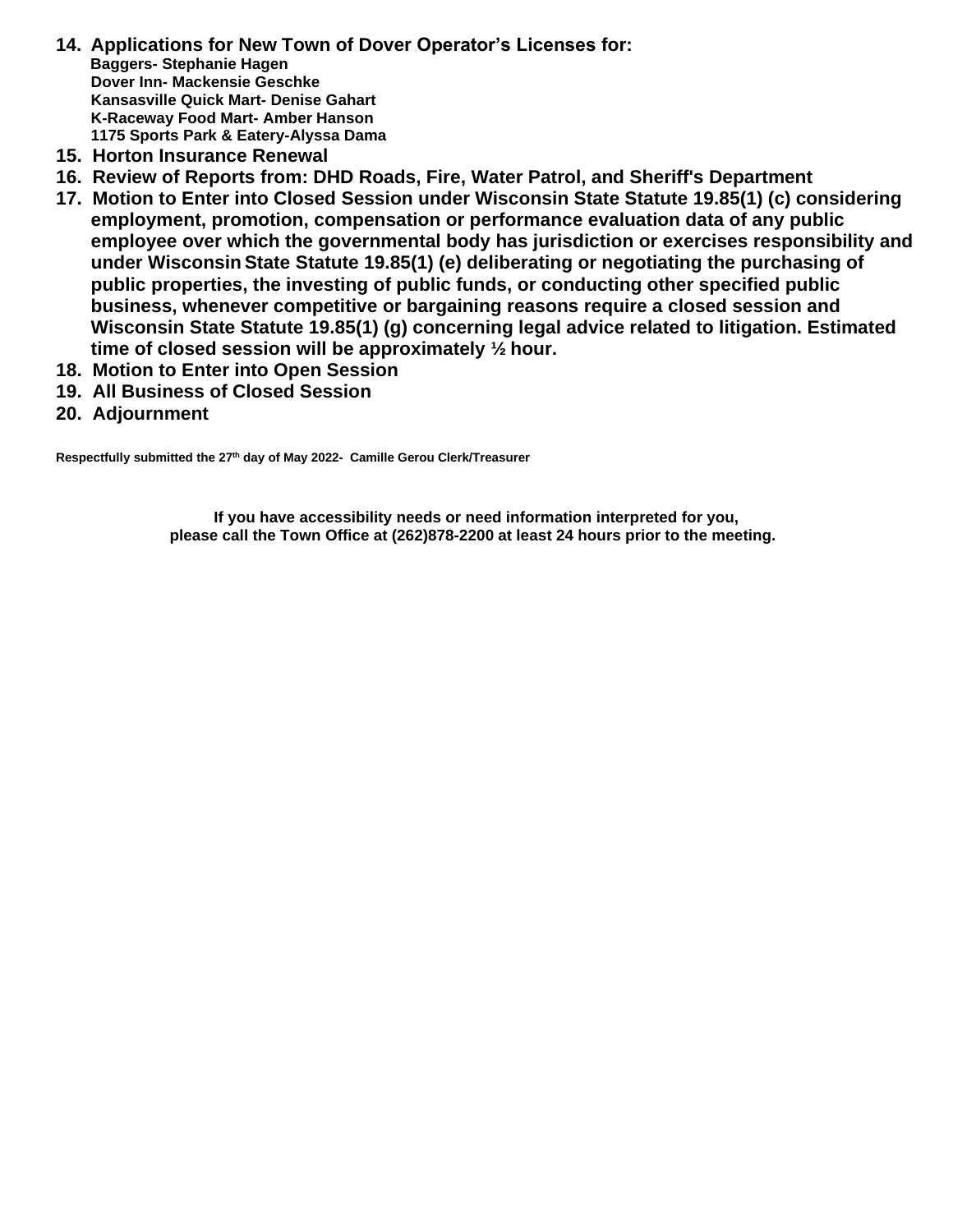14. **Applications for New Town of Dover Operator's Licenses for:**
    **Baggers- Stephanie Hagen**
    **Dover Inn- Mackensie Geschke**
    **Kansasville Quick Mart- Denise Gahart**
    **K-Raceway Food Mart- Amber Hanson**
    **1175 Sports Park & Eatery-Alyssa Dama**
15. **Horton Insurance Renewal**
16. **Review of Reports from: DHD Roads, Fire, Water Patrol, and Sheriff's Department**
17. **Motion to Enter into Closed Session under Wisconsin State Statute 19.85(1) (c) considering employment, promotion, compensation or performance evaluation data of any public employee over which the governmental body has jurisdiction or exercises responsibility and under Wisconsin State Statute 19.85(1) (e) deliberating or negotiating the purchasing of public properties, the investing of public funds, or conducting other specified public business, whenever competitive or bargaining reasons require a closed session and Wisconsin State Statute 19.85(1) (g) concerning legal advice related to litigation. Estimated time of closed session will be approximately ½ hour.**
18. **Motion to Enter into Open Session**
19. **All Business of Closed Session**
20. **Adjournment**

**Respectfully submitted the 27th day of May 2022- Camille Gerou Clerk/Treasurer**

**If you have accessibility needs or need information interpreted for you, please call the Town Office at (262)878-2200 at least 24 hours prior to the meeting.**